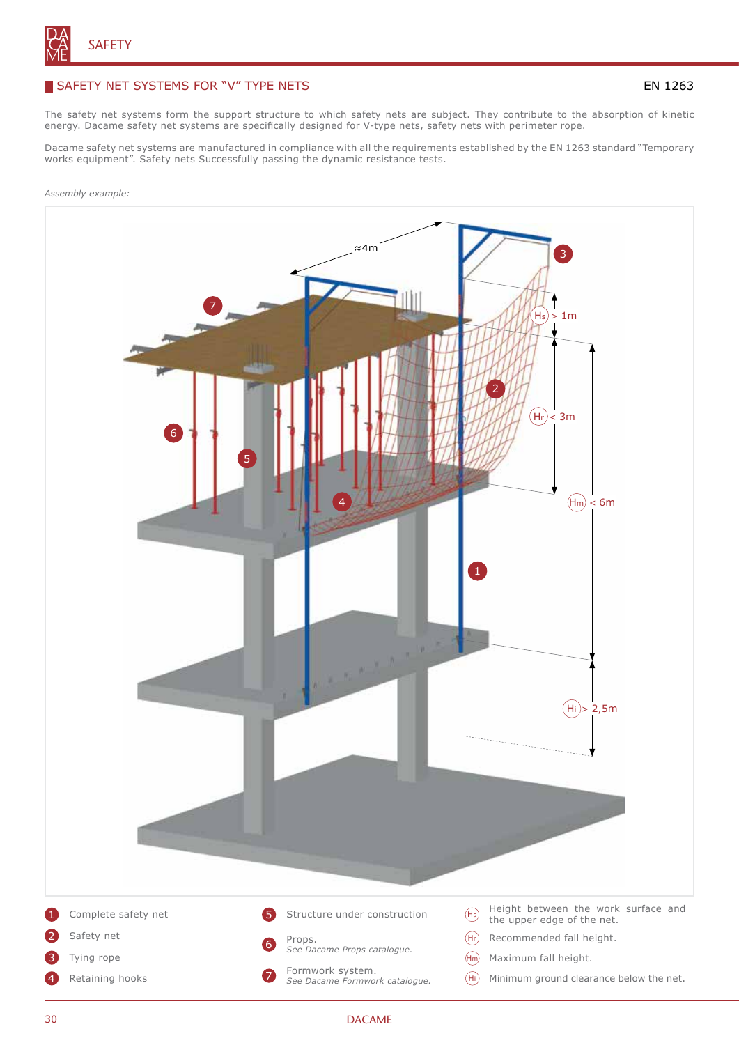## SAFETY NET SYSTEMS FOR "V" TYPE NETS

EN 1263

The safety net systems form the support structure to which safety nets are subject. They contribute to the absorption of kinetic energy. Dacame safety net systems are specifically designed for V-type nets, safety nets with perimeter rope.

Dacame safety net systems are manufactured in compliance with all the requirements established by the EN 1263 standard "Temporary works equipment". Safety nets Successfully passing the dynamic resistance tests.

*Assembly example:*

- ≈4m
- $H_s$ > 1m
- $H_r$ < 3m
- $H_m$ < 6m
- $H_i$ > 2,5m

1. Complete safety net
2. Safety net
3. Tying rope
4. Retaining hooks
5. Structure under construction
6. Props.
   *See Dacame Props catalogue.*
7. Formwork system.
   *See Dacame Formwork catalogue.*

- $H_s$ Height between the work surface and the upper edge of the net.
- $H_r$ Recommended fall height.
- $H_m$ Maximum fall height.
- $H_i$ Minimum ground clearance below the net.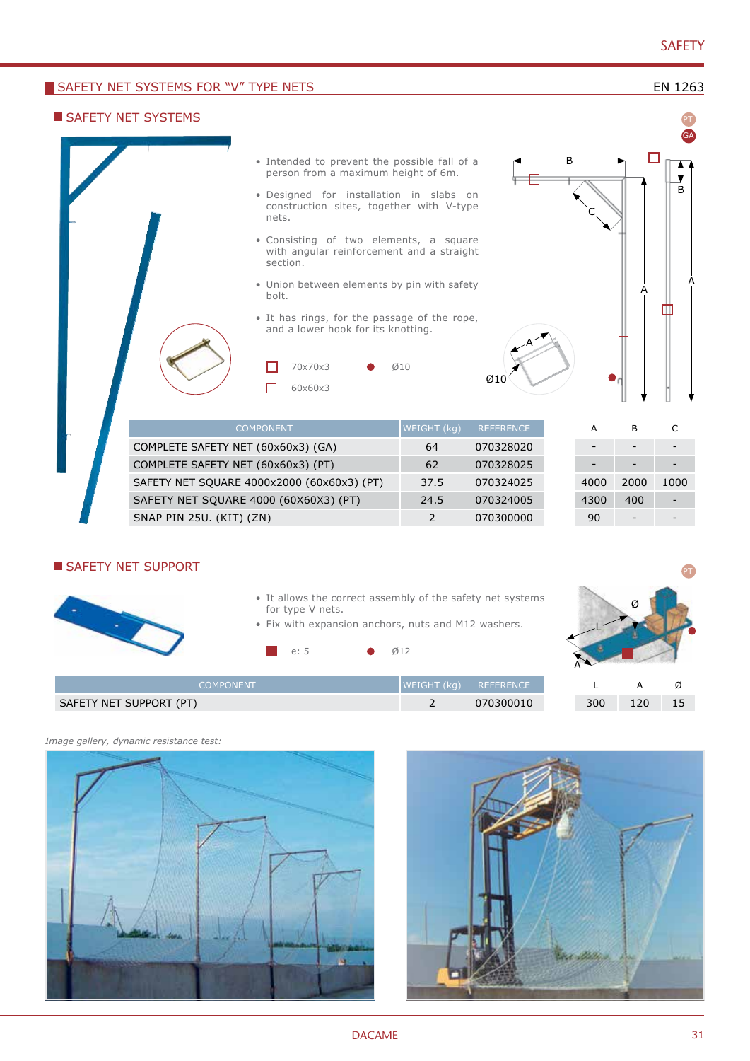## SAFETY NET SYSTEMS FOR "V" TYPE NETS

EN 1263

### SAFETY NET SYSTEMS

PT
GA

- Intended to prevent the possible fall of a person from a maximum height of 6m.
- Designed for installation in slabs on construction sites, together with V-type nets.
- Consisting of two elements, a square with angular reinforcement and a straight section.
- Union between elements by pin with safety bolt.
- It has rings, for the passage of the rope, and a lower hook for its knotting.

70x70x3 Ø10

60x60x3

| COMPONENT | WEIGHT (kg) | REFERENCE | A | B | C |
|---|---|---|---|---|---|
| COMPLETE SAFETY NET (60x60x3) (GA) | 64 | 070328020 | - | - | - |
| COMPLETE SAFETY NET (60x60x3) (PT) | 62 | 070328025 | - | - | - |
| SAFETY NET SQUARE 4000x2000 (60x60x3) (PT) | 37.5 | 070324025 | 4000 | 2000 | 1000 |
| SAFETY NET SQUARE 4000 (60X60X3) (PT) | 24.5 | 070324005 | 4300 | 400 | - |
| SNAP PIN 25U. (KIT) (ZN) | 2 | 070300000 | 90 | - | - |

### SAFETY NET SUPPORT

PT

- It allows the correct assembly of the safety net systems for type V nets.
- Fix with expansion anchors, nuts and M12 washers.

e: 5 Ø12

| COMPONENT | WEIGHT (kg) | REFERENCE | L | A | Ø |
|---|---|---|---|---|---|
| SAFETY NET SUPPORT (PT) | 2 | 070300010 | 300 | 120 | 15 |

*Image gallery, dynamic resistance test:*